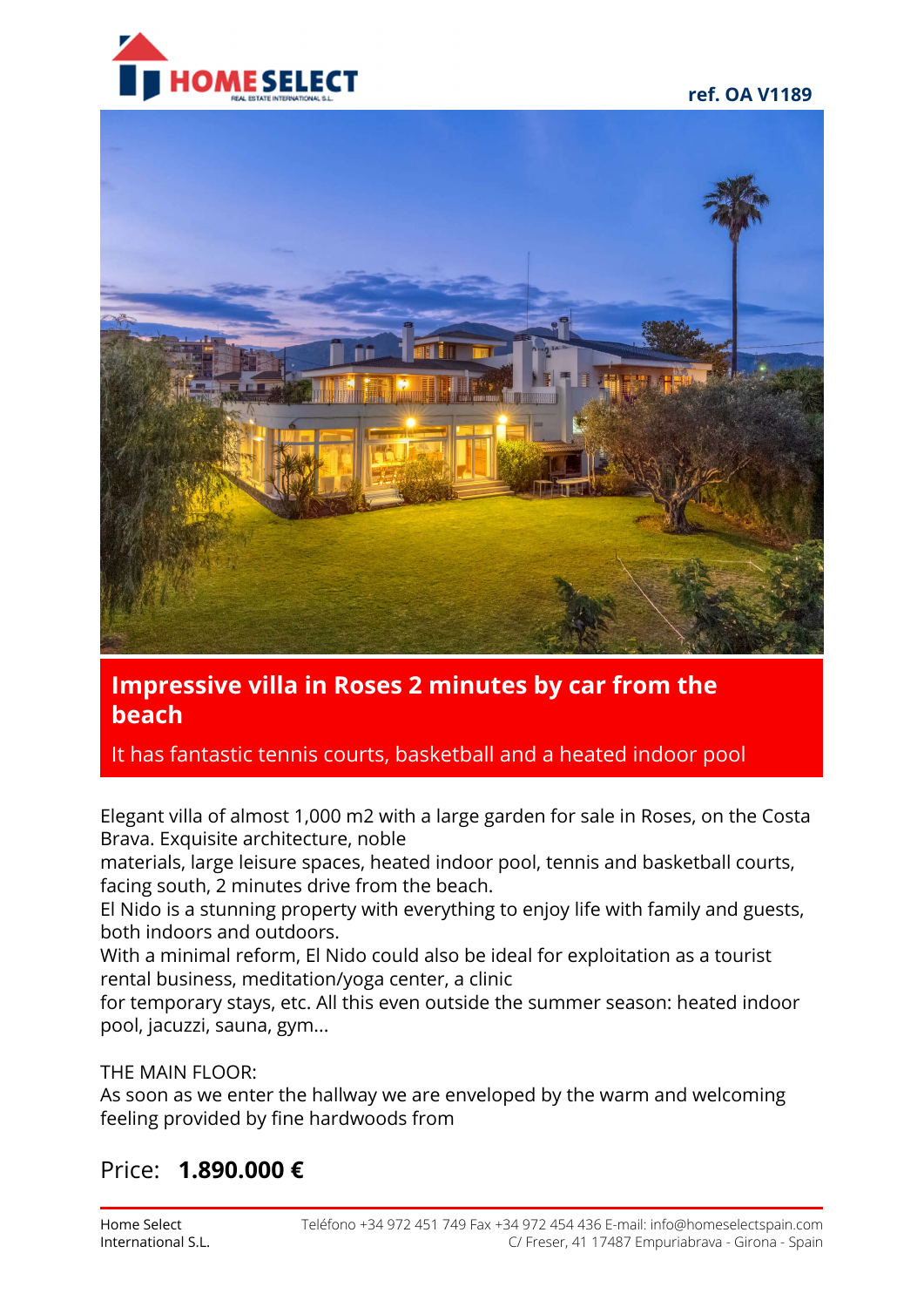ref. OA V1189

# Impressive villa in Roses 2 minutes by car from the beach

It has fantastic tennis courts, basketball and a heated indoor pool

Elegant villa of almost 1,000 m2 with a large garden for sale in Roses, on the Costa Brava. Exquisite architecture, noble materials, large leisure spaces, heated indoor pool, tennis and basketball courts, facing south, 2 minutes drive from the beach.

El Nido is a stunning property with everything to enjoy life with family and guests, both indoors and outdoors.

With a minimal reform, El Nido could also be ideal for exploitation as a tourist rental business, meditation/yoga center, a clinic for temporary stays, etc. All this even outside the summer season: heated indoor pool, jacuzzi, sauna, gym...

THE MAIN FLOOR:

As soon as we enter the hallway we are enveloped by the warm and welcoming feeling provided by fine hardwoods from

Price: **1.890.000 €**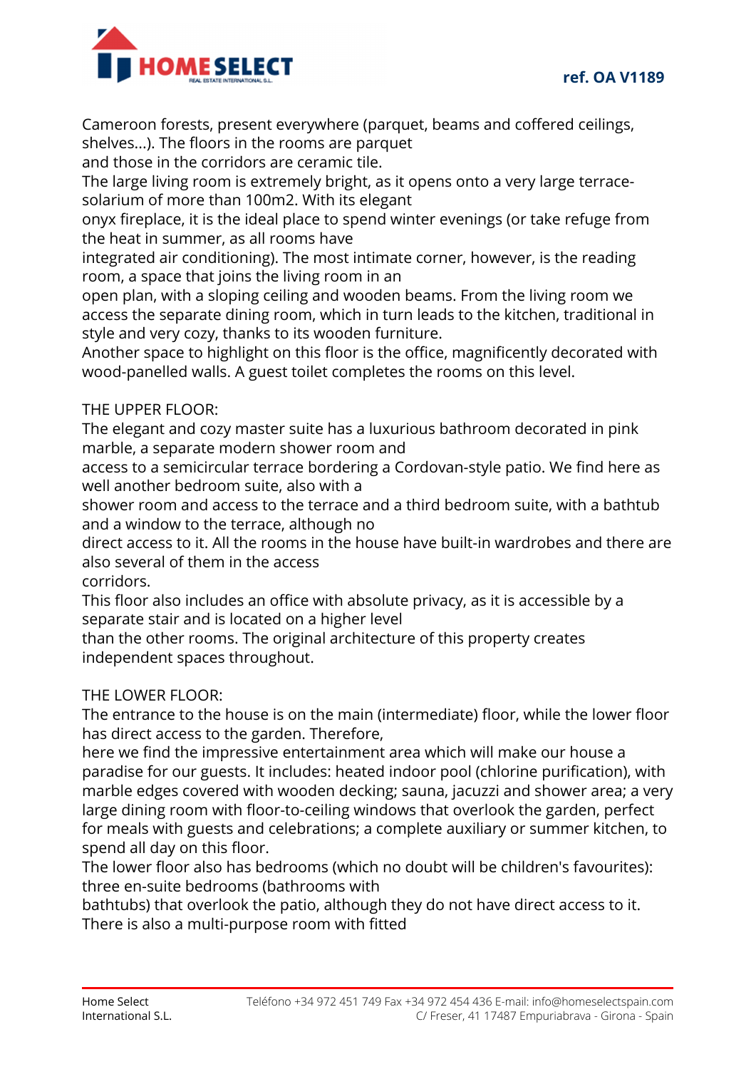Cameroon forests, present everywhere (parquet, beams and coffered ceilings, shelves...). The floors in the rooms are parquet and those in the corridors are ceramic tile.

The large living room is extremely bright, as it opens onto a very large terrace-solarium of more than 100m2. With its elegant onyx fireplace, it is the ideal place to spend winter evenings (or take refuge from the heat in summer, as all rooms have integrated air conditioning). The most intimate corner, however, is the reading room, a space that joins the living room in an open plan, with a sloping ceiling and wooden beams. From the living room we access the separate dining room, which in turn leads to the kitchen, traditional in style and very cozy, thanks to its wooden furniture.

Another space to highlight on this floor is the office, magnificently decorated with wood-panelled walls. A guest toilet completes the rooms on this level.

THE UPPER FLOOR:

The elegant and cozy master suite has a luxurious bathroom decorated in pink marble, a separate modern shower room and access to a semicircular terrace bordering a Cordovan-style patio. We find here as well another bedroom suite, also with a shower room and access to the terrace and a third bedroom suite, with a bathtub and a window to the terrace, although no direct access to it. All the rooms in the house have built-in wardrobes and there are also several of them in the access corridors.

This floor also includes an office with absolute privacy, as it is accessible by a separate stair and is located on a higher level than the other rooms. The original architecture of this property creates independent spaces throughout.

THE LOWER FLOOR:

The entrance to the house is on the main (intermediate) floor, while the lower floor has direct access to the garden. Therefore, here we find the impressive entertainment area which will make our house a paradise for our guests. It includes: heated indoor pool (chlorine purification), with marble edges covered with wooden decking; sauna, jacuzzi and shower area; a very large dining room with floor-to-ceiling windows that overlook the garden, perfect for meals with guests and celebrations; a complete auxiliary or summer kitchen, to spend all day on this floor.

The lower floor also has bedrooms (which no doubt will be children's favourites): three en-suite bedrooms (bathrooms with bathtubs) that overlook the patio, although they do not have direct access to it.

There is also a multi-purpose room with fitted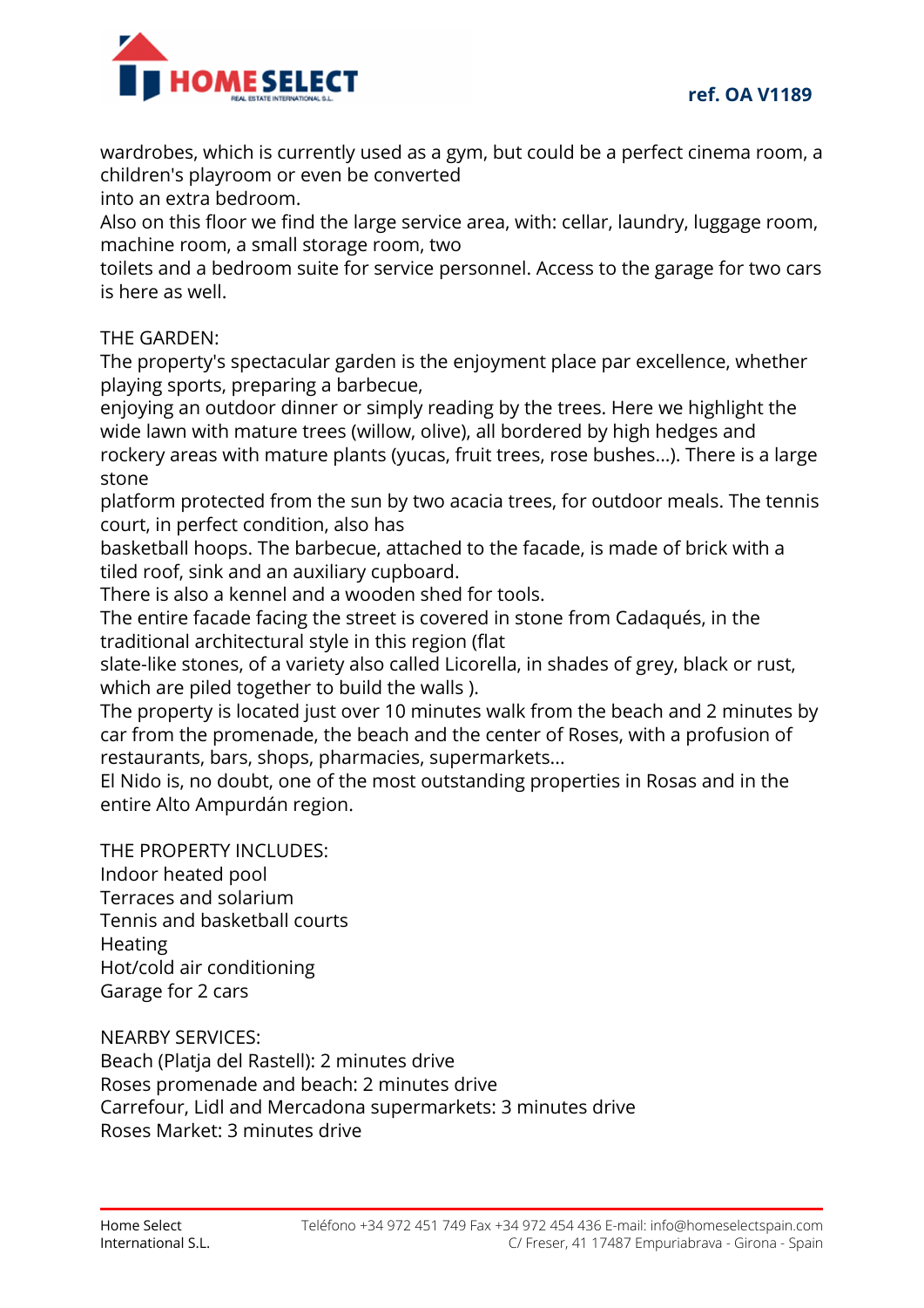wardrobes, which is currently used as a gym, but could be a perfect cinema room, a children's playroom or even be converted into an extra bedroom.

Also on this floor we find the large service area, with: cellar, laundry, luggage room, machine room, a small storage room, two toilets and a bedroom suite for service personnel. Access to the garage for two cars is here as well.

THE GARDEN:

The property's spectacular garden is the enjoyment place par excellence, whether playing sports, preparing a barbecue, enjoying an outdoor dinner or simply reading by the trees. Here we highlight the wide lawn with mature trees (willow, olive), all bordered by high hedges and rockery areas with mature plants (yucas, fruit trees, rose bushes...). There is a large stone platform protected from the sun by two acacia trees, for outdoor meals. The tennis court, in perfect condition, also has basketball hoops. The barbecue, attached to the facade, is made of brick with a tiled roof, sink and an auxiliary cupboard.

There is also a kennel and a wooden shed for tools.

The entire facade facing the street is covered in stone from Cadaqués, in the traditional architectural style in this region (flat slate-like stones, of a variety also called Licorella, in shades of grey, black or rust, which are piled together to build the walls ).

The property is located just over 10 minutes walk from the beach and 2 minutes by car from the promenade, the beach and the center of Roses, with a profusion of restaurants, bars, shops, pharmacies, supermarkets...

El Nido is, no doubt, one of the most outstanding properties in Rosas and in the entire Alto Ampurdán region.

THE PROPERTY INCLUDES:

Indoor heated pool
Terraces and solarium
Tennis and basketball courts
Heating
Hot/cold air conditioning
Garage for 2 cars

NEARBY SERVICES:

Beach (Platja del Rastell): 2 minutes drive
Roses promenade and beach: 2 minutes drive
Carrefour, Lidl and Mercadona supermarkets: 3 minutes drive
Roses Market: 3 minutes drive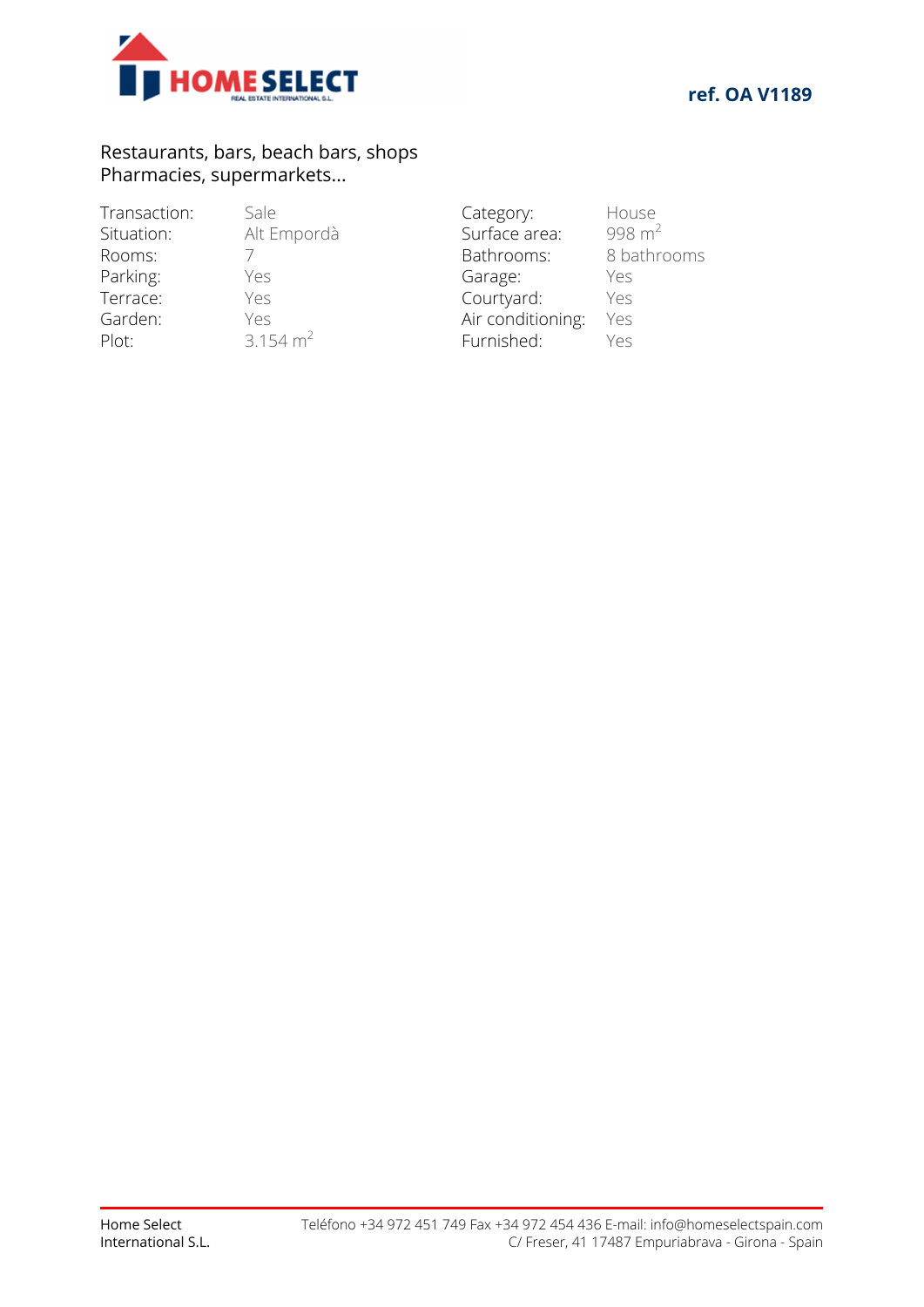Restaurants, bars, beach bars, shops
Pharmacies, supermarkets...

| | | | |
|---|---|---|---|
| Transaction: | Sale | Category: | House |
| Situation: | Alt Empordà | Surface area: | 998 $m^2$ |
| Rooms: | 7 | Bathrooms: | 8 bathrooms |
| Parking: | Yes | Garage: | Yes |
| Terrace: | Yes | Courtyard: | Yes |
| Garden: | Yes | Air conditioning: | Yes |
| Plot: | 3.154 $m^2$ | Furnished: | Yes |